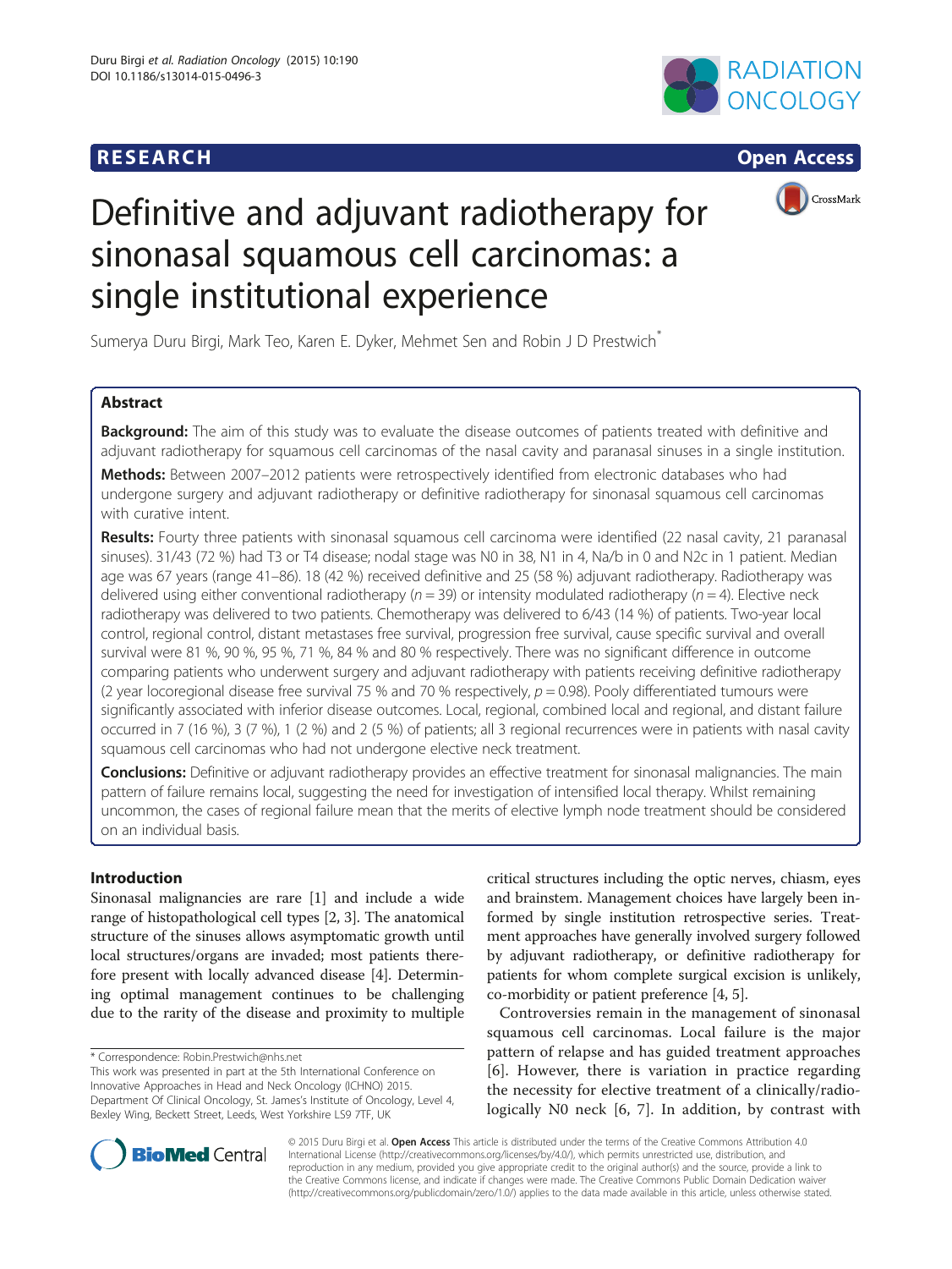RESEARCH Open Access

# Definitive and adjuvant radiotherapy for sinonasal squamous cell carcinomas: a single institutional experience

Sumerya Duru Birgi, Mark Teo, Karen E. Dyker, Mehmet Sen and Robin J D Prestwich*

## Abstract

**Background:** The aim of this study was to evaluate the disease outcomes of patients treated with definitive and adjuvant radiotherapy for squamous cell carcinomas of the nasal cavity and paranasal sinuses in a single institution.

**Methods:** Between 2007–2012 patients were retrospectively identified from electronic databases who had undergone surgery and adjuvant radiotherapy or definitive radiotherapy for sinonasal squamous cell carcinomas with curative intent.

**Results:** Fourty three patients with sinonasal squamous cell carcinoma were identified (22 nasal cavity, 21 paranasal sinuses). 31/43 (72 %) had T3 or T4 disease; nodal stage was N0 in 38, N1 in 4, Na/b in 0 and N2c in 1 patient. Median age was 67 years (range 41–86). 18 (42 %) received definitive and 25 (58 %) adjuvant radiotherapy. Radiotherapy was delivered using either conventional radiotherapy ($n = 39$) or intensity modulated radiotherapy ($n = 4$). Elective neck radiotherapy was delivered to two patients. Chemotherapy was delivered to 6/43 (14 %) of patients. Two-year local control, regional control, distant metastases free survival, progression free survival, cause specific survival and overall survival were 81 %, 90 %, 95 %, 71 %, 84 % and 80 % respectively. There was no significant difference in outcome comparing patients who underwent surgery and adjuvant radiotherapy with patients receiving definitive radiotherapy (2 year locoregional disease free survival 75 % and 70 % respectively, $p = 0.98$). Pooly differentiated tumours were significantly associated with inferior disease outcomes. Local, regional, combined local and regional, and distant failure occurred in 7 (16 %), 3 (7 %), 1 (2 %) and 2 (5 %) of patients; all 3 regional recurrences were in patients with nasal cavity squamous cell carcinomas who had not undergone elective neck treatment.

**Conclusions:** Definitive or adjuvant radiotherapy provides an effective treatment for sinonasal malignancies. The main pattern of failure remains local, suggesting the need for investigation of intensified local therapy. Whilst remaining uncommon, the cases of regional failure mean that the merits of elective lymph node treatment should be considered on an individual basis.

## Introduction

Sinonasal malignancies are rare [1] and include a wide range of histopathological cell types [2, 3]. The anatomical structure of the sinuses allows asymptomatic growth until local structures/organs are invaded; most patients therefore present with locally advanced disease [4]. Determining optimal management continues to be challenging due to the rarity of the disease and proximity to multiple critical structures including the optic nerves, chiasm, eyes and brainstem. Management choices have largely been informed by single institution retrospective series. Treatment approaches have generally involved surgery followed by adjuvant radiotherapy, or definitive radiotherapy for patients for whom complete surgical excision is unlikely, co-morbidity or patient preference [4, 5].

Controversies remain in the management of sinonasal squamous cell carcinomas. Local failure is the major pattern of relapse and has guided treatment approaches [6]. However, there is variation in practice regarding the necessity for elective treatment of a clinically/radiologically N0 neck [6, 7]. In addition, by contrast with

* Correspondence: Robin.Prestwich@nhs.net
This work was presented in part at the 5th International Conference on Innovative Approaches in Head and Neck Oncology (ICHNO) 2015.
Department Of Clinical Oncology, St. James's Institute of Oncology, Level 4, Bexley Wing, Beckett Street, Leeds, West Yorkshire LS9 7TF, UK

© 2015 Duru Birgi et al. **Open Access** This article is distributed under the terms of the Creative Commons Attribution 4.0 International License (http://creativecommons.org/licenses/by/4.0/), which permits unrestricted use, distribution, and reproduction in any medium, provided you give appropriate credit to the original author(s) and the source, provide a link to the Creative Commons license, and indicate if changes were made. The Creative Commons Public Domain Dedication waiver (http://creativecommons.org/publicdomain/zero/1.0/) applies to the data made available in this article, unless otherwise stated.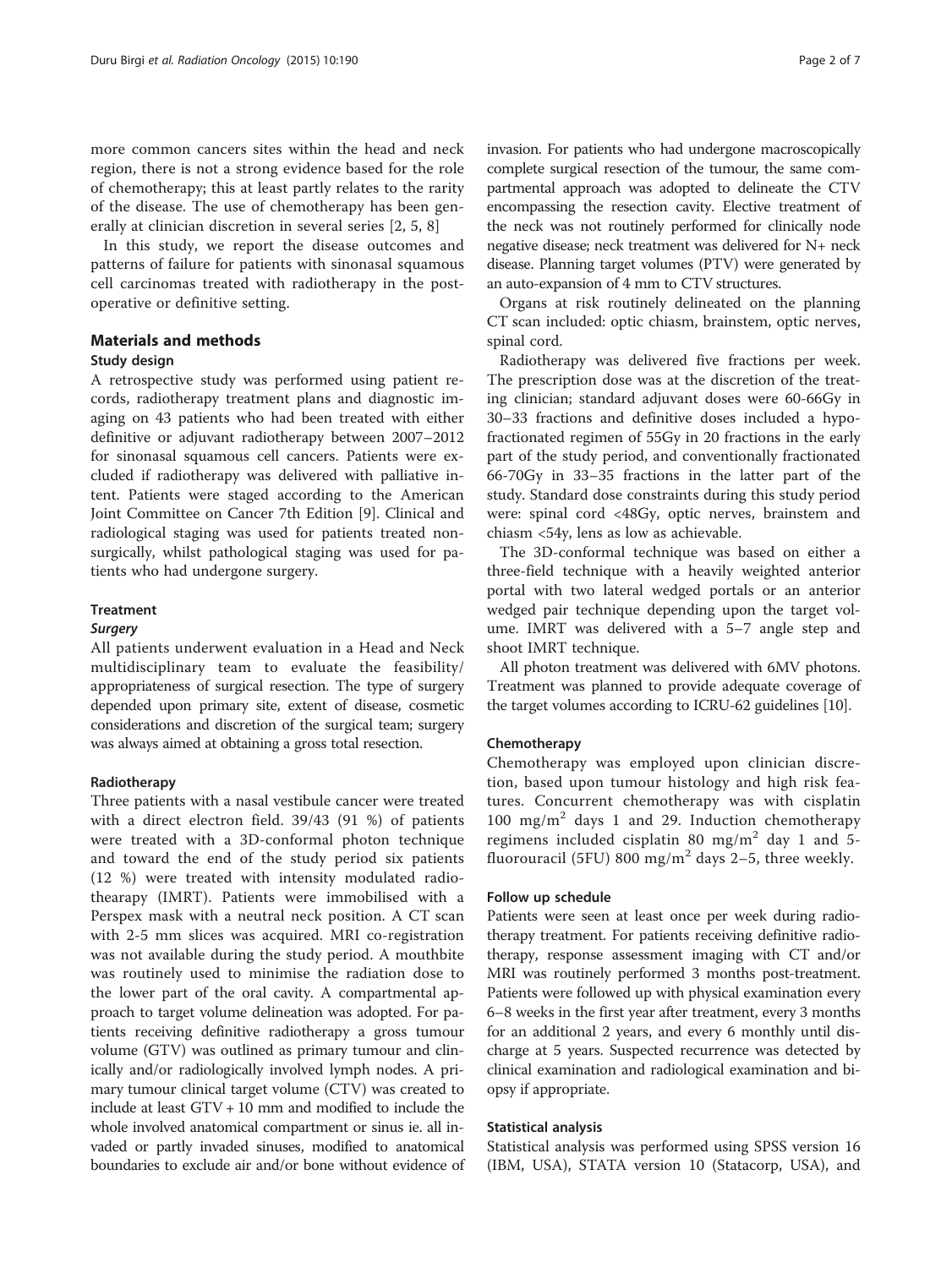more common cancers sites within the head and neck region, there is not a strong evidence based for the role of chemotherapy; this at least partly relates to the rarity of the disease. The use of chemotherapy has been generally at clinician discretion in several series [2, 5, 8]

In this study, we report the disease outcomes and patterns of failure for patients with sinonasal squamous cell carcinomas treated with radiotherapy in the post-operative or definitive setting.

## Materials and methods

### Study design

A retrospective study was performed using patient records, radiotherapy treatment plans and diagnostic imaging on 43 patients who had been treated with either definitive or adjuvant radiotherapy between 2007–2012 for sinonasal squamous cell cancers. Patients were excluded if radiotherapy was delivered with palliative intent. Patients were staged according to the American Joint Committee on Cancer 7th Edition [9]. Clinical and radiological staging was used for patients treated non-surgically, whilst pathological staging was used for patients who had undergone surgery.

### Treatment

#### *Surgery*

All patients underwent evaluation in a Head and Neck multidisciplinary team to evaluate the feasibility/appropriateness of surgical resection. The type of surgery depended upon primary site, extent of disease, cosmetic considerations and discretion of the surgical team; surgery was always aimed at obtaining a gross total resection.

#### Radiotherapy

Three patients with a nasal vestibule cancer were treated with a direct electron field. 39/43 (91 %) of patients were treated with a 3D-conformal photon technique and toward the end of the study period six patients (12 %) were treated with intensity modulated radiothearapy (IMRT). Patients were immobilised with a Perspex mask with a neutral neck position. A CT scan with 2-5 mm slices was acquired. MRI co-registration was not available during the study period. A mouthbite was routinely used to minimise the radiation dose to the lower part of the oral cavity. A compartmental approach to target volume delineation was adopted. For patients receiving definitive radiotherapy a gross tumour volume (GTV) was outlined as primary tumour and clinically and/or radiologically involved lymph nodes. A primary tumour clinical target volume (CTV) was created to include at least GTV + 10 mm and modified to include the whole involved anatomical compartment or sinus ie. all invaded or partly invaded sinuses, modified to anatomical boundaries to exclude air and/or bone without evidence of invasion. For patients who had undergone macroscopically complete surgical resection of the tumour, the same compartmental approach was adopted to delineate the CTV encompassing the resection cavity. Elective treatment of the neck was not routinely performed for clinically node negative disease; neck treatment was delivered for N+ neck disease. Planning target volumes (PTV) were generated by an auto-expansion of 4 mm to CTV structures.

Organs at risk routinely delineated on the planning CT scan included: optic chiasm, brainstem, optic nerves, spinal cord.

Radiotherapy was delivered five fractions per week. The prescription dose was at the discretion of the treating clinician; standard adjuvant doses were 60-66Gy in 30–33 fractions and definitive doses included a hypofractionated regimen of 55Gy in 20 fractions in the early part of the study period, and conventionally fractionated 66-70Gy in 33–35 fractions in the latter part of the study. Standard dose constraints during this study period were: spinal cord <48Gy, optic nerves, brainstem and chiasm <54y, lens as low as achievable.

The 3D-conformal technique was based on either a three-field technique with a heavily weighted anterior portal with two lateral wedged portals or an anterior wedged pair technique depending upon the target volume. IMRT was delivered with a 5–7 angle step and shoot IMRT technique.

All photon treatment was delivered with 6MV photons. Treatment was planned to provide adequate coverage of the target volumes according to ICRU-62 guidelines [10].

#### Chemotherapy

Chemotherapy was employed upon clinician discretion, based upon tumour histology and high risk features. Concurrent chemotherapy was with cisplatin 100 $mg/m^2$ days 1 and 29. Induction chemotherapy regimens included cisplatin 80 $mg/m^2$ day 1 and 5-fluorouracil (5FU) 800 $mg/m^2$ days 2–5, three weekly.

#### Follow up schedule

Patients were seen at least once per week during radiotherapy treatment. For patients receiving definitive radiotherapy, response assessment imaging with CT and/or MRI was routinely performed 3 months post-treatment. Patients were followed up with physical examination every 6–8 weeks in the first year after treatment, every 3 months for an additional 2 years, and every 6 monthly until discharge at 5 years. Suspected recurrence was detected by clinical examination and radiological examination and biopsy if appropriate.

#### Statistical analysis

Statistical analysis was performed using SPSS version 16 (IBM, USA), STATA version 10 (Statacorp, USA), and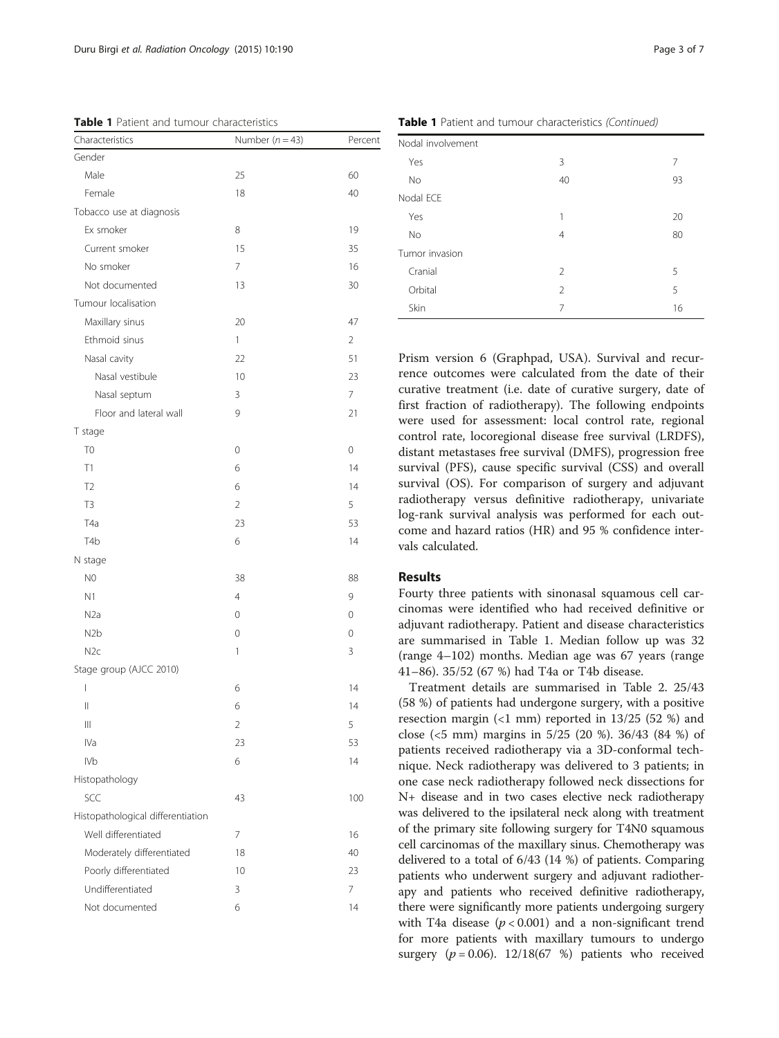**Table 1** Patient and tumour characteristics

| Characteristics | Number ($n = 43$) | Percent |
|---|---|---|
| Gender | | |
| Male | 25 | 60 |
| Female | 18 | 40 |
| Tobacco use at diagnosis | | |
| Ex smoker | 8 | 19 |
| Current smoker | 15 | 35 |
| No smoker | 7 | 16 |
| Not documented | 13 | 30 |
| Tumour localisation | | |
| Maxillary sinus | 20 | 47 |
| Ethmoid sinus | 1 | 2 |
| Nasal cavity | 22 | 51 |
| Nasal vestibule | 10 | 23 |
| Nasal septum | 3 | 7 |
| Floor and lateral wall | 9 | 21 |
| T stage | | |
| T0 | 0 | 0 |
| T1 | 6 | 14 |
| T2 | 6 | 14 |
| T3 | 2 | 5 |
| T4a | 23 | 53 |
| T4b | 6 | 14 |
| N stage | | |
| N0 | 38 | 88 |
| N1 | 4 | 9 |
| N2a | 0 | 0 |
| N2b | 0 | 0 |
| N2c | 1 | 3 |
| Stage group (AJCC 2010) | | |
| I | 6 | 14 |
| II | 6 | 14 |
| III | 2 | 5 |
| IVa | 23 | 53 |
| IVb | 6 | 14 |
| Histopathology | | |
| SCC | 43 | 100 |
| Histopathological differentiation | | |
| Well differentiated | 7 | 16 |
| Moderately differentiated | 18 | 40 |
| Poorly differentiated | 10 | 23 |
| Undifferentiated | 3 | 7 |
| Not documented | 6 | 14 |
| Nodal involvement | | |
| Yes | 3 | 7 |
| No | 40 | 93 |
| Nodal ECE | | |
| Yes | 1 | 20 |
| No | 4 | 80 |
| Tumor invasion | | |
| Cranial | 2 | 5 |
| Orbital | 2 | 5 |
| Skin | 7 | 16 |

Prism version 6 (Graphpad, USA). Survival and recurrence outcomes were calculated from the date of their curative treatment (i.e. date of curative surgery, date of first fraction of radiotherapy). The following endpoints were used for assessment: local control rate, regional control rate, locoregional disease free survival (LRDFS), distant metastases free survival (DMFS), progression free survival (PFS), cause specific survival (CSS) and overall survival (OS). For comparison of surgery and adjuvant radiotherapy versus definitive radiotherapy, univariate log-rank survival analysis was performed for each outcome and hazard ratios (HR) and 95 % confidence intervals calculated.

## Results

Fourty three patients with sinonasal squamous cell carcinomas were identified who had received definitive or adjuvant radiotherapy. Patient and disease characteristics are summarised in Table 1. Median follow up was 32 (range 4–102) months. Median age was 67 years (range 41–86). 35/52 (67 %) had T4a or T4b disease.

Treatment details are summarised in Table 2. 25/43 (58 %) of patients had undergone surgery, with a positive resection margin (<1 mm) reported in 13/25 (52 %) and close (<5 mm) margins in 5/25 (20 %). 36/43 (84 %) of patients received radiotherapy via a 3D-conformal technique. Neck radiotherapy was delivered to 3 patients; in one case neck radiotherapy followed neck dissections for N+ disease and in two cases elective neck radiotherapy was delivered to the ipsilateral neck along with treatment of the primary site following surgery for T4N0 squamous cell carcinomas of the maxillary sinus. Chemotherapy was delivered to a total of 6/43 (14 %) of patients. Comparing patients who underwent surgery and adjuvant radiotherapy and patients who received definitive radiotherapy, there were significantly more patients undergoing surgery with T4a disease ($p < 0.001$) and a non-significant trend for more patients with maxillary tumours to undergo surgery ($p = 0.06$). 12/18(67 %) patients who received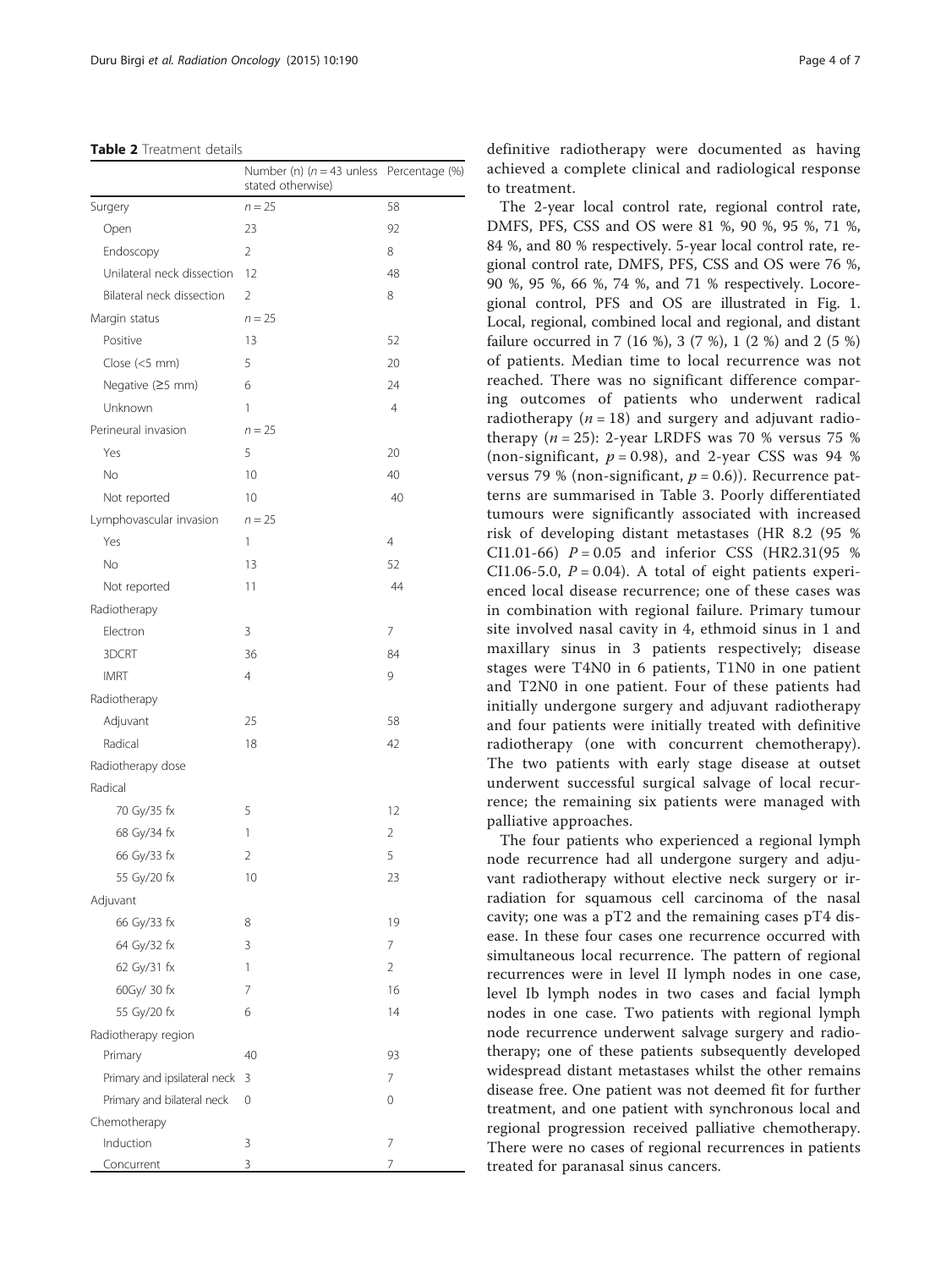**Table 2** Treatment details

| | Number (n) ($n = 43$ unless stated otherwise) | Percentage (%) |
|---|---|---|
| Surgery | $n = 25$ | 58 |
| Open | 23 | 92 |
| Endoscopy | 2 | 8 |
| Unilateral neck dissection | 12 | 48 |
| Bilateral neck dissection | 2 | 8 |
| Margin status | $n = 25$ | |
| Positive | 13 | 52 |
| Close (<5 mm) | 5 | 20 |
| Negative (≥5 mm) | 6 | 24 |
| Unknown | 1 | 4 |
| Perineural invasion | $n = 25$ | |
| Yes | 5 | 20 |
| No | 10 | 40 |
| Not reported | 10 | 40 |
| Lymphovascular invasion | $n = 25$ | |
| Yes | 1 | 4 |
| No | 13 | 52 |
| Not reported | 11 | 44 |
| Radiotherapy | | |
| Electron | 3 | 7 |
| 3DCRT | 36 | 84 |
| IMRT | 4 | 9 |
| Radiotherapy | | |
| Adjuvant | 25 | 58 |
| Radical | 18 | 42 |
| Radiotherapy dose | | |
| Radical | | |
| 70 Gy/35 fx | 5 | 12 |
| 68 Gy/34 fx | 1 | 2 |
| 66 Gy/33 fx | 2 | 5 |
| 55 Gy/20 fx | 10 | 23 |
| Adjuvant | | |
| 66 Gy/33 fx | 8 | 19 |
| 64 Gy/32 fx | 3 | 7 |
| 62 Gy/31 fx | 1 | 2 |
| 60Gy/ 30 fx | 7 | 16 |
| 55 Gy/20 fx | 6 | 14 |
| Radiotherapy region | | |
| Primary | 40 | 93 |
| Primary and ipsilateral neck | 3 | 7 |
| Primary and bilateral neck | 0 | 0 |
| Chemotherapy | | |
| Induction | 3 | 7 |
| Concurrent | 3 | 7 |

definitive radiotherapy were documented as having achieved a complete clinical and radiological response to treatment.

The 2-year local control rate, regional control rate, DMFS, PFS, CSS and OS were 81 %, 90 %, 95 %, 71 %, 84 %, and 80 % respectively. 5-year local control rate, regional control rate, DMFS, PFS, CSS and OS were 76 %, 90 %, 95 %, 66 %, 74 %, and 71 % respectively. Locoregional control, PFS and OS are illustrated in Fig. 1. Local, regional, combined local and regional, and distant failure occurred in 7 (16 %), 3 (7 %), 1 (2 %) and 2 (5 %) of patients. Median time to local recurrence was not reached. There was no significant difference comparing outcomes of patients who underwent radical radiotherapy ($n = 18$) and surgery and adjuvant radiotherapy ($n = 25$): 2-year LRDFS was 70 % versus 75 % (non-significant, $p = 0.98$), and 2-year CSS was 94 % versus 79 % (non-significant, $p = 0.6$)). Recurrence patterns are summarised in Table 3. Poorly differentiated tumours were significantly associated with increased risk of developing distant metastases (HR 8.2 (95 % CI1.01-66) $P = 0.05$ and inferior CSS (HR2.31(95 % CI1.06-5.0, $P = 0.04$). A total of eight patients experienced local disease recurrence; one of these cases was in combination with regional failure. Primary tumour site involved nasal cavity in 4, ethmoid sinus in 1 and maxillary sinus in 3 patients respectively; disease stages were T4N0 in 6 patients, T1N0 in one patient and T2N0 in one patient. Four of these patients had initially undergone surgery and adjuvant radiotherapy and four patients were initially treated with definitive radiotherapy (one with concurrent chemotherapy). The two patients with early stage disease at outset underwent successful surgical salvage of local recurrence; the remaining six patients were managed with palliative approaches.

The four patients who experienced a regional lymph node recurrence had all undergone surgery and adjuvant radiotherapy without elective neck surgery or irradiation for squamous cell carcinoma of the nasal cavity; one was a pT2 and the remaining cases pT4 disease. In these four cases one recurrence occurred with simultaneous local recurrence. The pattern of regional recurrences were in level II lymph nodes in one case, level Ib lymph nodes in two cases and facial lymph nodes in one case. Two patients with regional lymph node recurrence underwent salvage surgery and radiotherapy; one of these patients subsequently developed widespread distant metastases whilst the other remains disease free. One patient was not deemed fit for further treatment, and one patient with synchronous local and regional progression received palliative chemotherapy. There were no cases of regional recurrences in patients treated for paranasal sinus cancers.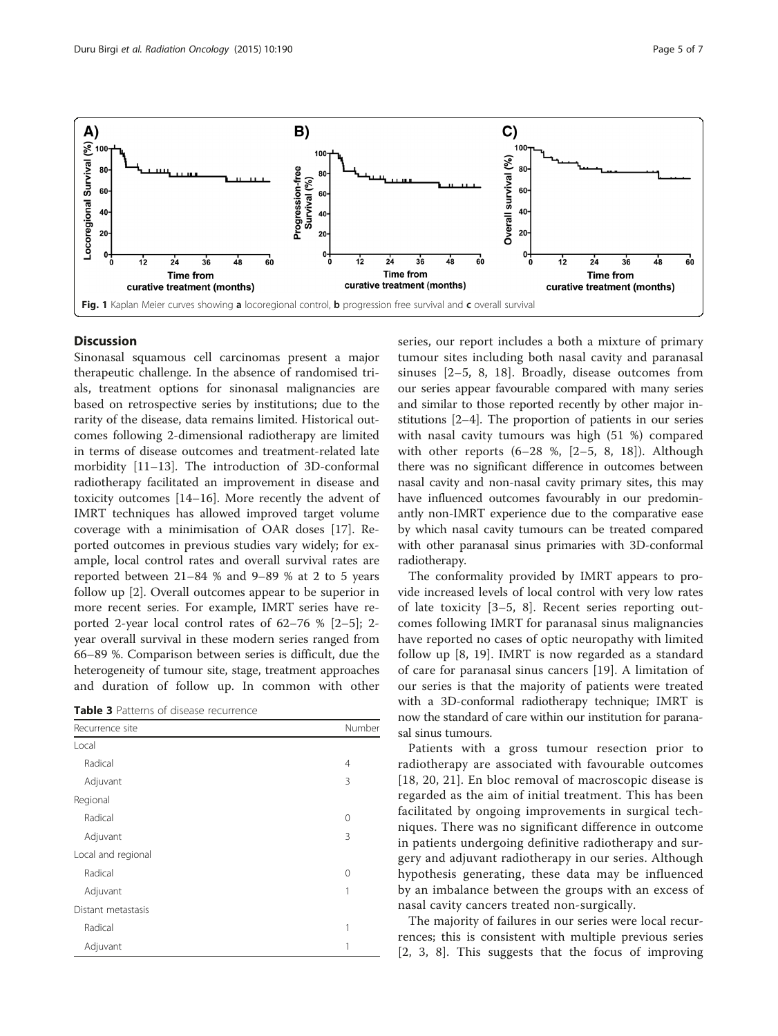Fig. 1 Kaplan Meier curves showing **a** locoregional control, **b** progression free survival and **c** overall survival

## Discussion

Sinonasal squamous cell carcinomas present a major therapeutic challenge. In the absence of randomised trials, treatment options for sinonasal malignancies are based on retrospective series by institutions; due to the rarity of the disease, data remains limited. Historical outcomes following 2-dimensional radiotherapy are limited in terms of disease outcomes and treatment-related late morbidity [11–13]. The introduction of 3D-conformal radiotherapy facilitated an improvement in disease and toxicity outcomes [14–16]. More recently the advent of IMRT techniques has allowed improved target volume coverage with a minimisation of OAR doses [17]. Reported outcomes in previous studies vary widely; for example, local control rates and overall survival rates are reported between 21–84 % and 9–89 % at 2 to 5 years follow up [2]. Overall outcomes appear to be superior in more recent series. For example, IMRT series have reported 2-year local control rates of 62–76 % [2–5]; 2-year overall survival in these modern series ranged from 66–89 %. Comparison between series is difficult, due the heterogeneity of tumour site, stage, treatment approaches and duration of follow up. In common with other series, our report includes a both a mixture of primary tumour sites including both nasal cavity and paranasal sinuses [2–5, 8, 18]. Broadly, disease outcomes from our series appear favourable compared with many series and similar to those reported recently by other major institutions [2–4]. The proportion of patients in our series with nasal cavity tumours was high (51 %) compared with other reports (6–28 %, [2–5, 8, 18]). Although there was no significant difference in outcomes between nasal cavity and non-nasal cavity primary sites, this may have influenced outcomes favourably in our predominantly non-IMRT experience due to the comparative ease by which nasal cavity tumours can be treated compared with other paranasal sinus primaries with 3D-conformal radiotherapy.

**Table 3** Patterns of disease recurrence

| Recurrence site | Number |
|---|---|
| Local | |
| Radical | 4 |
| Adjuvant | 3 |
| Regional | |
| Radical | 0 |
| Adjuvant | 3 |
| Local and regional | |
| Radical | 0 |
| Adjuvant | 1 |
| Distant metastasis | |
| Radical | 1 |
| Adjuvant | 1 |

The conformality provided by IMRT appears to provide increased levels of local control with very low rates of late toxicity [3–5, 8]. Recent series reporting outcomes following IMRT for paranasal sinus malignancies have reported no cases of optic neuropathy with limited follow up [8, 19]. IMRT is now regarded as a standard of care for paranasal sinus cancers [19]. A limitation of our series is that the majority of patients were treated with a 3D-conformal radiotherapy technique; IMRT is now the standard of care within our institution for paranasal sinus tumours.

Patients with a gross tumour resection prior to radiotherapy are associated with favourable outcomes [18, 20, 21]. En bloc removal of macroscopic disease is regarded as the aim of initial treatment. This has been facilitated by ongoing improvements in surgical techniques. There was no significant difference in outcome in patients undergoing definitive radiotherapy and surgery and adjuvant radiotherapy in our series. Although hypothesis generating, these data may be influenced by an imbalance between the groups with an excess of nasal cavity cancers treated non-surgically.

The majority of failures in our series were local recurrences; this is consistent with multiple previous series [2, 3, 8]. This suggests that the focus of improving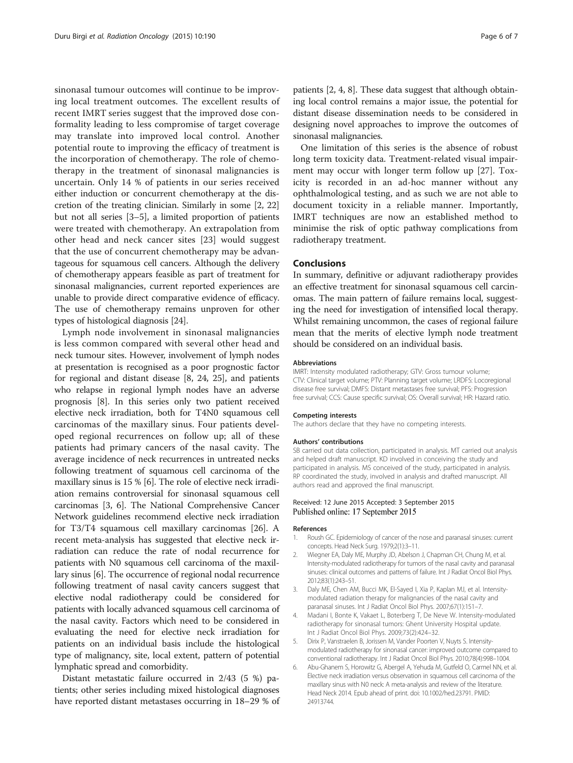sinonasal tumour outcomes will continue to be improving local treatment outcomes. The excellent results of recent IMRT series suggest that the improved dose conformality leading to less compromise of target coverage may translate into improved local control. Another potential route to improving the efficacy of treatment is the incorporation of chemotherapy. The role of chemotherapy in the treatment of sinonasal malignancies is uncertain. Only 14 % of patients in our series received either induction or concurrent chemotherapy at the discretion of the treating clinician. Similarly in some [2, 22] but not all series [3–5], a limited proportion of patients were treated with chemotherapy. An extrapolation from other head and neck cancer sites [23] would suggest that the use of concurrent chemotherapy may be advantageous for squamous cell cancers. Although the delivery of chemotherapy appears feasible as part of treatment for sinonasal malignancies, current reported experiences are unable to provide direct comparative evidence of efficacy. The use of chemotherapy remains unproven for other types of histological diagnosis [24].

Lymph node involvement in sinonasal malignancies is less common compared with several other head and neck tumour sites. However, involvement of lymph nodes at presentation is recognised as a poor prognostic factor for regional and distant disease [8, 24, 25], and patients who relapse in regional lymph nodes have an adverse prognosis [8]. In this series only two patient received elective neck irradiation, both for T4N0 squamous cell carcinomas of the maxillary sinus. Four patients developed regional recurrences on follow up; all of these patients had primary cancers of the nasal cavity. The average incidence of neck recurrences in untreated necks following treatment of squamous cell carcinoma of the maxillary sinus is 15 % [6]. The role of elective neck irradiation remains controversial for sinonasal squamous cell carcinomas [3, 6]. The National Comprehensive Cancer Network guidelines recommend elective neck irradiation for T3/T4 squamous cell maxillary carcinomas [26]. A recent meta-analysis has suggested that elective neck irradiation can reduce the rate of nodal recurrence for patients with N0 squamous cell carcinoma of the maxillary sinus [6]. The occurrence of regional nodal recurrence following treatment of nasal cavity cancers suggest that elective nodal radiotherapy could be considered for patients with locally advanced squamous cell carcinoma of the nasal cavity. Factors which need to be considered in evaluating the need for elective neck irradiation for patients on an individual basis include the histological type of malignancy, site, local extent, pattern of potential lymphatic spread and comorbidity.

Distant metastatic failure occurred in 2/43 (5 %) patients; other series including mixed histological diagnoses have reported distant metastases occurring in 18–29 % of patients [2, 4, 8]. These data suggest that although obtaining local control remains a major issue, the potential for distant disease dissemination needs to be considered in designing novel approaches to improve the outcomes of sinonasal malignancies.

One limitation of this series is the absence of robust long term toxicity data. Treatment-related visual impairment may occur with longer term follow up [27]. Toxicity is recorded in an ad-hoc manner without any ophthalmological testing, and as such we are not able to document toxicity in a reliable manner. Importantly, IMRT techniques are now an established method to minimise the risk of optic pathway complications from radiotherapy treatment.

## Conclusions

In summary, definitive or adjuvant radiotherapy provides an effective treatment for sinonasal squamous cell carcinomas. The main pattern of failure remains local, suggesting the need for investigation of intensified local therapy. Whilst remaining uncommon, the cases of regional failure mean that the merits of elective lymph node treatment should be considered on an individual basis.

#### Abbreviations

IMRT: Intensity modulated radiotherapy; GTV: Gross tumour volume; CTV: Clinical target volume; PTV: Planning target volume; LRDFS: Locoregional disease free survival; DMFS: Distant metastases free survival; PFS: Progression free survival; CCS: Cause specific survival; OS: Overall survival; HR: Hazard ratio.

#### Competing interests

The authors declare that they have no competing interests.

#### Authors' contributions

SB carried out data collection, participated in analysis. MT carried out analysis and helped draft manuscript. KD involved in conceiving the study and participated in analysis. MS conceived of the study, participated in analysis. RP coordinated the study, involved in analysis and drafted manuscript. All authors read and approved the final manuscript.

Received: 12 June 2015 Accepted: 3 September 2015
Published online: 17 September 2015

#### References

1. Roush GC. Epidemiology of cancer of the nose and paranasal sinuses: current concepts. Head Neck Surg. 1979;2(1):3–11.
2. Wiegner EA, Daly ME, Murphy JD, Abelson J, Chapman CH, Chung M, et al. Intensity-modulated radiotherapy for tumors of the nasal cavity and paranasal sinuses: clinical outcomes and patterns of failure. Int J Radiat Oncol Biol Phys. 2012;83(1):243–51.
3. Daly ME, Chen AM, Bucci MK, El-Sayed I, Xia P, Kaplan MJ, et al. Intensity-modulated radiation therapy for malignancies of the nasal cavity and paranasal sinuses. Int J Radiat Oncol Biol Phys. 2007;67(1):151–7.
4. Madani I, Bonte K, Vakaet L, Boterberg T, De Neve W. Intensity-modulated radiotherapy for sinonasal tumors: Ghent University Hospital update. Int J Radiat Oncol Biol Phys. 2009;73(2):424–32.
5. Dirix P, Vanstraelen B, Jorissen M, Vander Poorten V, Nuyts S. Intensity-modulated radiotherapy for sinonasal cancer: improved outcome compared to conventional radiotherapy. Int J Radiat Oncol Biol Phys. 2010;78(4):998–1004.
6. Abu-Ghanem S, Horowitz G, Abergel A, Yehuda M, Gutfeld O, Carmel NN, et al. Elective neck irradiation versus observation in squamous cell carcinoma of the maxillary sinus with N0 neck: A meta-analysis and review of the literature. Head Neck 2014. Epub ahead of print. doi: 10.1002/hed.23791. PMID: 24913744.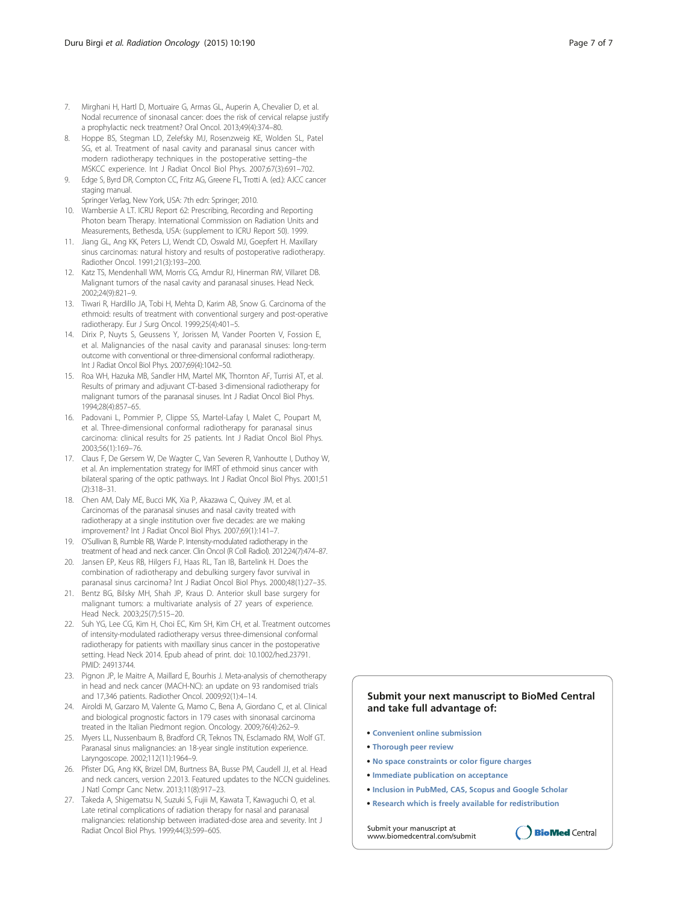7. Mirghani H, Hartl D, Mortuaire G, Armas GL, Auperin A, Chevalier D, et al. Nodal recurrence of sinonasal cancer: does the risk of cervical relapse justify a prophylactic neck treatment? Oral Oncol. 2013;49(4):374–80.
8. Hoppe BS, Stegman LD, Zelefsky MJ, Rosenzweig KE, Wolden SL, Patel SG, et al. Treatment of nasal cavity and paranasal sinus cancer with modern radiotherapy techniques in the postoperative setting–the MSKCC experience. Int J Radiat Oncol Biol Phys. 2007;67(3):691–702.
9. Edge S, Byrd DR, Compton CC, Fritz AG, Greene FL, Trotti A. (ed.): AJCC cancer staging manual.
   Springer Verlag, New York, USA: 7th edn: Springer; 2010.
10. Wambersie A LT. ICRU Report 62: Prescribing, Recording and Reporting Photon beam Therapy. International Commission on Radiation Units and Measurements, Bethesda, USA: (supplement to ICRU Report 50). 1999.
11. Jiang GL, Ang KK, Peters LJ, Wendt CD, Oswald MJ, Goepfert H. Maxillary sinus carcinomas: natural history and results of postoperative radiotherapy. Radiother Oncol. 1991;21(3):193–200.
12. Katz TS, Mendenhall WM, Morris CG, Amdur RJ, Hinerman RW, Villaret DB. Malignant tumors of the nasal cavity and paranasal sinuses. Head Neck. 2002;24(9):821–9.
13. Tiwari R, Hardillo JA, Tobi H, Mehta D, Karim AB, Snow G. Carcinoma of the ethmoid: results of treatment with conventional surgery and post-operative radiotherapy. Eur J Surg Oncol. 1999;25(4):401–5.
14. Dirix P, Nuyts S, Geussens Y, Jorissen M, Vander Poorten V, Fossion E, et al. Malignancies of the nasal cavity and paranasal sinuses: long-term outcome with conventional or three-dimensional conformal radiotherapy. Int J Radiat Oncol Biol Phys. 2007;69(4):1042–50.
15. Roa WH, Hazuka MB, Sandler HM, Martel MK, Thornton AF, Turrisi AT, et al. Results of primary and adjuvant CT-based 3-dimensional radiotherapy for malignant tumors of the paranasal sinuses. Int J Radiat Oncol Biol Phys. 1994;28(4):857–65.
16. Padovani L, Pommier P, Clippe SS, Martel-Lafay I, Malet C, Poupart M, et al. Three-dimensional conformal radiotherapy for paranasal sinus carcinoma: clinical results for 25 patients. Int J Radiat Oncol Biol Phys. 2003;56(1):169–76.
17. Claus F, De Gersem W, De Wagter C, Van Severen R, Vanhoutte I, Duthoy W, et al. An implementation strategy for IMRT of ethmoid sinus cancer with bilateral sparing of the optic pathways. Int J Radiat Oncol Biol Phys. 2001;51(2):318–31.
18. Chen AM, Daly ME, Bucci MK, Xia P, Akazawa C, Quivey JM, et al. Carcinomas of the paranasal sinuses and nasal cavity treated with radiotherapy at a single institution over five decades: are we making improvement? Int J Radiat Oncol Biol Phys. 2007;69(1):141–7.
19. O'Sullivan B, Rumble RB, Warde P. Intensity-modulated radiotherapy in the treatment of head and neck cancer. Clin Oncol (R Coll Radiol). 2012;24(7):474–87.
20. Jansen EP, Keus RB, Hilgers FJ, Haas RL, Tan IB, Bartelink H. Does the combination of radiotherapy and debulking surgery favor survival in paranasal sinus carcinoma? Int J Radiat Oncol Biol Phys. 2000;48(1):27–35.
21. Bentz BG, Bilsky MH, Shah JP, Kraus D. Anterior skull base surgery for malignant tumors: a multivariate analysis of 27 years of experience. Head Neck. 2003;25(7):515–20.
22. Suh YG, Lee CG, Kim H, Choi EC, Kim SH, Kim CH, et al. Treatment outcomes of intensity-modulated radiotherapy versus 3-dimensional conformal radiotherapy for patients with maxillary sinus cancer in the postoperative setting. Head Neck 2014. Epub ahead of print. doi: 10.1002/hed.23791. PMID: 24913744.
23. Pignon JP, le Maitre A, Maillard E, Bourhis J. Meta-analysis of chemotherapy in head and neck cancer (MACH-NC): an update on 93 randomised trials and 17,346 patients. Radiother Oncol. 2009;92(1):4–14.
24. Airoldi M, Garzaro M, Valente G, Mamo C, Bena A, Giordano C, et al. Clinical and biological prognostic factors in 179 cases with sinonasal carcinoma treated in the Italian Piedmont region. Oncology. 2009;76(4):262–9.
25. Myers LL, Nussenbaum B, Bradford CR, Teknos TN, Esclamado RM, Wolf GT. Paranasal sinus malignancies: an 18-year single institution experience. Laryngoscope. 2002;112(11):1964–9.
26. Pfister DG, Ang KK, Brizel DM, Burtness BA, Busse PM, Caudell JJ, et al. Head and neck cancers, version 2.2013. Featured updates to the NCCN guidelines. J Natl Compr Canc Netw. 2013;11(8):917–23.
27. Takeda A, Shigematsu N, Suzuki S, Fujii M, Kawata T, Kawaguchi O, et al. Late retinal complications of radiation therapy for nasal and paranasal malignancies: relationship between irradiated-dose area and severity. Int J Radiat Oncol Biol Phys. 1999;44(3):599–605.

**Submit your next manuscript to BioMed Central and take full advantage of:**

- Convenient online submission
- Thorough peer review
- No space constraints or color figure charges
- Immediate publication on acceptance
- Inclusion in PubMed, CAS, Scopus and Google Scholar
- Research which is freely available for redistribution

Submit your manuscript at www.biomedcentral.com/submit

BioMed Central